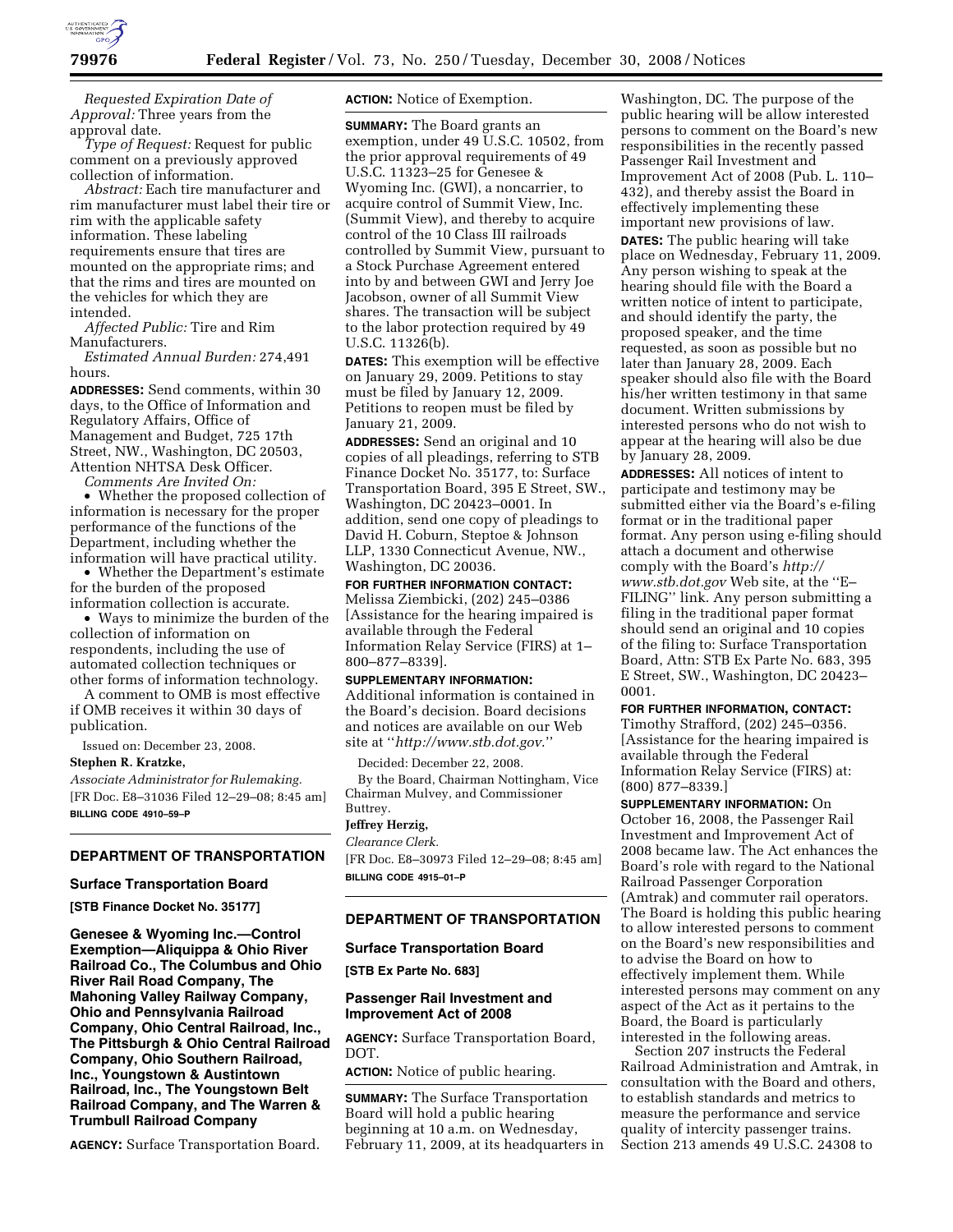*Requested Expiration Date of Approval:* Three years from the approval date.

*Type of Request:* Request for public comment on a previously approved collection of information.

*Abstract:* Each tire manufacturer and rim manufacturer must label their tire or rim with the applicable safety information. These labeling requirements ensure that tires are mounted on the appropriate rims; and that the rims and tires are mounted on the vehicles for which they are intended.

*Affected Public:* Tire and Rim Manufacturers.

*Estimated Annual Burden:* 274,491 hours.

**ADDRESSES:** Send comments, within 30 days, to the Office of Information and Regulatory Affairs, Office of Management and Budget, 725 17th Street, NW., Washington, DC 20503, Attention NHTSA Desk Officer.

*Comments Are Invited On:*

- Whether the proposed collection of information is necessary for the proper performance of the functions of the Department, including whether the information will have practical utility.
- Whether the Department's estimate for the burden of the proposed information collection is accurate.
- Ways to minimize the burden of the collection of information on respondents, including the use of automated collection techniques or other forms of information technology.

A comment to OMB is most effective if OMB receives it within 30 days of publication.

Issued on: December 23, 2008.

**Stephen R. Kratzke,**

*Associate Administrator for Rulemaking.*

[FR Doc. E8–31036 Filed 12–29–08; 8:45 am]

**BILLING CODE 4910–59–P**

## DEPARTMENT OF TRANSPORTATION

### Surface Transportation Board

**[STB Finance Docket No. 35177]**

### Genesee & Wyoming Inc.—Control Exemption—Aliquippa & Ohio River Railroad Co., The Columbus and Ohio River Rail Road Company, The Mahoning Valley Railway Company, Ohio and Pennsylvania Railroad Company, Ohio Central Railroad, Inc., The Pittsburgh & Ohio Central Railroad Company, Ohio Southern Railroad, Inc., Youngstown & Austintown Railroad, Inc., The Youngstown Belt Railroad Company, and The Warren & Trumbull Railroad Company

**AGENCY:** Surface Transportation Board.

**ACTION:** Notice of Exemption.

**SUMMARY:** The Board grants an exemption, under 49 U.S.C. 10502, from the prior approval requirements of 49 U.S.C. 11323–25 for Genesee & Wyoming Inc. (GWI), a noncarrier, to acquire control of Summit View, Inc. (Summit View), and thereby to acquire control of the 10 Class III railroads controlled by Summit View, pursuant to a Stock Purchase Agreement entered into by and between GWI and Jerry Joe Jacobson, owner of all Summit View shares. The transaction will be subject to the labor protection required by 49 U.S.C. 11326(b).

**DATES:** This exemption will be effective on January 29, 2009. Petitions to stay must be filed by January 12, 2009. Petitions to reopen must be filed by January 21, 2009.

**ADDRESSES:** Send an original and 10 copies of all pleadings, referring to STB Finance Docket No. 35177, to: Surface Transportation Board, 395 E Street, SW., Washington, DC 20423–0001. In addition, send one copy of pleadings to David H. Coburn, Steptoe & Johnson LLP, 1330 Connecticut Avenue, NW., Washington, DC 20036.

**FOR FURTHER INFORMATION CONTACT:** Melissa Ziembicki, (202) 245–0386 [Assistance for the hearing impaired is available through the Federal Information Relay Service (FIRS) at 1–800–877–8339].

**SUPPLEMENTARY INFORMATION:** Additional information is contained in the Board's decision. Board decisions and notices are available on our Web site at ''*http://www.stb.dot.gov*.''

Decided: December 22, 2008.

By the Board, Chairman Nottingham, Vice Chairman Mulvey, and Commissioner Buttrey.

**Jeffrey Herzig,**

*Clearance Clerk.*

[FR Doc. E8–30973 Filed 12–29–08; 8:45 am]

**BILLING CODE 4915–01–P**

## DEPARTMENT OF TRANSPORTATION

### Surface Transportation Board

**[STB Ex Parte No. 683]**

### Passenger Rail Investment and Improvement Act of 2008

**AGENCY:** Surface Transportation Board, DOT.

**ACTION:** Notice of public hearing.

**SUMMARY:** The Surface Transportation Board will hold a public hearing beginning at 10 a.m. on Wednesday, February 11, 2009, at its headquarters in Washington, DC. The purpose of the public hearing will be allow interested persons to comment on the Board's new responsibilities in the recently passed Passenger Rail Investment and Improvement Act of 2008 (Pub. L. 110–432), and thereby assist the Board in effectively implementing these important new provisions of law.

**DATES:** The public hearing will take place on Wednesday, February 11, 2009. Any person wishing to speak at the hearing should file with the Board a written notice of intent to participate, and should identify the party, the proposed speaker, and the time requested, as soon as possible but no later than January 28, 2009. Each speaker should also file with the Board his/her written testimony in that same document. Written submissions by interested persons who do not wish to appear at the hearing will also be due by January 28, 2009.

**ADDRESSES:** All notices of intent to participate and testimony may be submitted either via the Board's e-filing format or in the traditional paper format. Any person using e-filing should attach a document and otherwise comply with the Board's *http://www.stb.dot.gov* Web site, at the ''E–FILING'' link. Any person submitting a filing in the traditional paper format should send an original and 10 copies of the filing to: Surface Transportation Board, Attn: STB Ex Parte No. 683, 395 E Street, SW., Washington, DC 20423–0001.

**FOR FURTHER INFORMATION, CONTACT:** Timothy Strafford, (202) 245–0356. [Assistance for the hearing impaired is available through the Federal Information Relay Service (FIRS) at: (800) 877–8339.]

**SUPPLEMENTARY INFORMATION:** On October 16, 2008, the Passenger Rail Investment and Improvement Act of 2008 became law. The Act enhances the Board's role with regard to the National Railroad Passenger Corporation (Amtrak) and commuter rail operators. The Board is holding this public hearing to allow interested persons to comment on the Board's new responsibilities and to advise the Board on how to effectively implement them. While interested persons may comment on any aspect of the Act as it pertains to the Board, the Board is particularly interested in the following areas.

Section 207 instructs the Federal Railroad Administration and Amtrak, in consultation with the Board and others, to establish standards and metrics to measure the performance and service quality of intercity passenger trains. Section 213 amends 49 U.S.C. 24308 to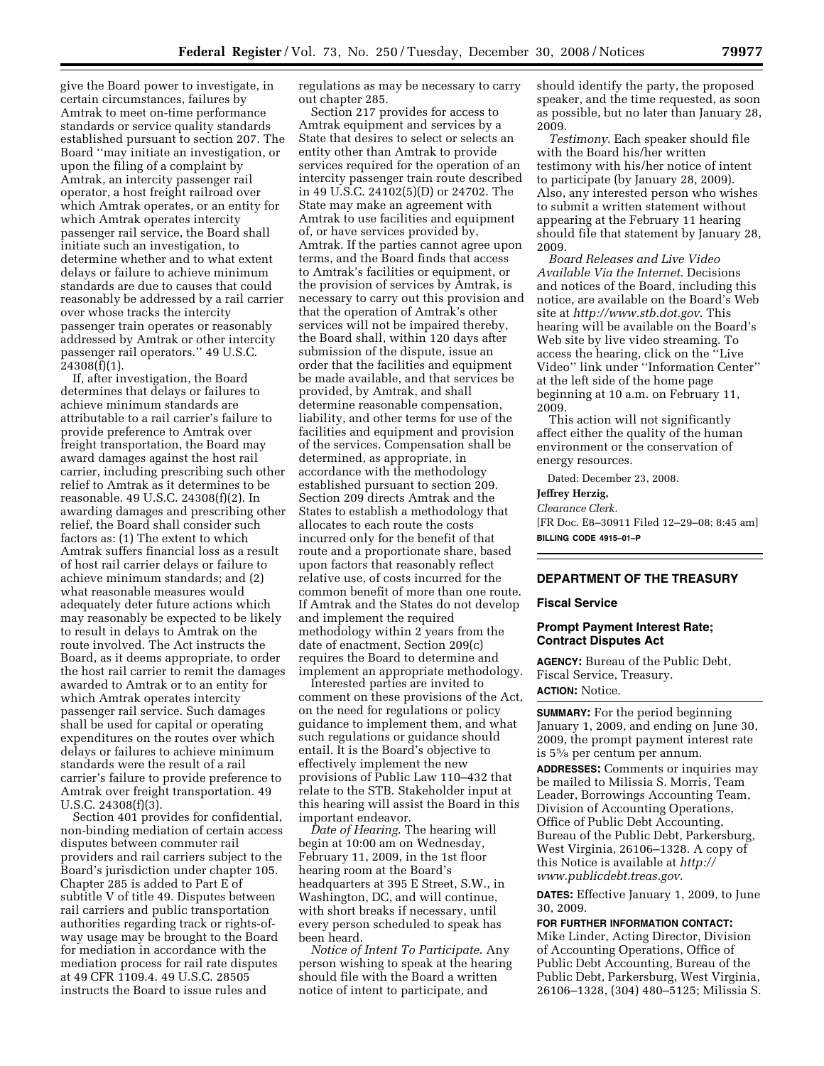give the Board power to investigate, in certain circumstances, failures by Amtrak to meet on-time performance standards or service quality standards established pursuant to section 207. The Board ''may initiate an investigation, or upon the filing of a complaint by Amtrak, an intercity passenger rail operator, a host freight railroad over which Amtrak operates, or an entity for which Amtrak operates intercity passenger rail service, the Board shall initiate such an investigation, to determine whether and to what extent delays or failure to achieve minimum standards are due to causes that could reasonably be addressed by a rail carrier over whose tracks the intercity passenger train operates or reasonably addressed by Amtrak or other intercity passenger rail operators.'' 49 U.S.C. 24308(f)(1).

If, after investigation, the Board determines that delays or failures to achieve minimum standards are attributable to a rail carrier's failure to provide preference to Amtrak over freight transportation, the Board may award damages against the host rail carrier, including prescribing such other relief to Amtrak as it determines to be reasonable. 49 U.S.C. 24308(f)(2). In awarding damages and prescribing other relief, the Board shall consider such factors as: (1) The extent to which Amtrak suffers financial loss as a result of host rail carrier delays or failure to achieve minimum standards; and (2) what reasonable measures would adequately deter future actions which may reasonably be expected to be likely to result in delays to Amtrak on the route involved. The Act instructs the Board, as it deems appropriate, to order the host rail carrier to remit the damages awarded to Amtrak or to an entity for which Amtrak operates intercity passenger rail service. Such damages shall be used for capital or operating expenditures on the routes over which delays or failures to achieve minimum standards were the result of a rail carrier's failure to provide preference to Amtrak over freight transportation. 49 U.S.C. 24308(f)(3).

Section 401 provides for confidential, non-binding mediation of certain access disputes between commuter rail providers and rail carriers subject to the Board's jurisdiction under chapter 105. Chapter 285 is added to Part E of subtitle V of title 49. Disputes between rail carriers and public transportation authorities regarding track or rights-of-way usage may be brought to the Board for mediation in accordance with the mediation process for rail rate disputes at 49 CFR 1109.4. 49 U.S.C. 28505 instructs the Board to issue rules and regulations as may be necessary to carry out chapter 285.

Section 217 provides for access to Amtrak equipment and services by a State that desires to select or selects an entity other than Amtrak to provide services required for the operation of an intercity passenger train route described in 49 U.S.C. 24102(5)(D) or 24702. The State may make an agreement with Amtrak to use facilities and equipment of, or have services provided by, Amtrak. If the parties cannot agree upon terms, and the Board finds that access to Amtrak's facilities or equipment, or the provision of services by Amtrak, is necessary to carry out this provision and that the operation of Amtrak's other services will not be impaired thereby, the Board shall, within 120 days after submission of the dispute, issue an order that the facilities and equipment be made available, and that services be provided, by Amtrak, and shall determine reasonable compensation, liability, and other terms for use of the facilities and equipment and provision of the services. Compensation shall be determined, as appropriate, in accordance with the methodology established pursuant to section 209. Section 209 directs Amtrak and the States to establish a methodology that allocates to each route the costs incurred only for the benefit of that route and a proportionate share, based upon factors that reasonably reflect relative use, of costs incurred for the common benefit of more than one route. If Amtrak and the States do not develop and implement the required methodology within 2 years from the date of enactment, Section 209(c) requires the Board to determine and implement an appropriate methodology.

Interested parties are invited to comment on these provisions of the Act, on the need for regulations or policy guidance to implement them, and what such regulations or guidance should entail. It is the Board's objective to effectively implement the new provisions of Public Law 110–432 that relate to the STB. Stakeholder input at this hearing will assist the Board in this important endeavor.

*Date of Hearing*. The hearing will begin at 10:00 am on Wednesday, February 11, 2009, in the 1st floor hearing room at the Board's headquarters at 395 E Street, S.W., in Washington, DC, and will continue, with short breaks if necessary, until every person scheduled to speak has been heard.

*Notice of Intent To Participate*. Any person wishing to speak at the hearing should file with the Board a written notice of intent to participate, and should identify the party, the proposed speaker, and the time requested, as soon as possible, but no later than January 28, 2009.

*Testimony*. Each speaker should file with the Board his/her written testimony with his/her notice of intent to participate (by January 28, 2009). Also, any interested person who wishes to submit a written statement without appearing at the February 11 hearing should file that statement by January 28, 2009.

*Board Releases and Live Video Available Via the Internet*. Decisions and notices of the Board, including this notice, are available on the Board's Web site at *http://www.stb.dot.gov*. This hearing will be available on the Board's Web site by live video streaming. To access the hearing, click on the ''Live Video'' link under ''Information Center'' at the left side of the home page beginning at 10 a.m. on February 11, 2009.

This action will not significantly affect either the quality of the human environment or the conservation of energy resources.

Dated: December 23, 2008.

**Jeffrey Herzig,**

*Clearance Clerk.*

[FR Doc. E8–30911 Filed 12–29–08; 8:45 am]

**BILLING CODE 4915–01–P**

## DEPARTMENT OF THE TREASURY

### Fiscal Service

### Prompt Payment Interest Rate; Contract Disputes Act

**AGENCY:** Bureau of the Public Debt, Fiscal Service, Treasury.

**ACTION:** Notice.

**SUMMARY:** For the period beginning January 1, 2009, and ending on June 30, 2009, the prompt payment interest rate is 5⅝ per centum per annum.

**ADDRESSES:** Comments or inquiries may be mailed to Milissia S. Morris, Team Leader, Borrowings Accounting Team, Division of Accounting Operations, Office of Public Debt Accounting, Bureau of the Public Debt, Parkersburg, West Virginia, 26106–1328. A copy of this Notice is available at *http://www.publicdebt.treas.gov*.

**DATES:** Effective January 1, 2009, to June 30, 2009.

**FOR FURTHER INFORMATION CONTACT:** Mike Linder, Acting Director, Division of Accounting Operations, Office of Public Debt Accounting, Bureau of the Public Debt, Parkersburg, West Virginia, 26106–1328, (304) 480–5125; Milissia S.